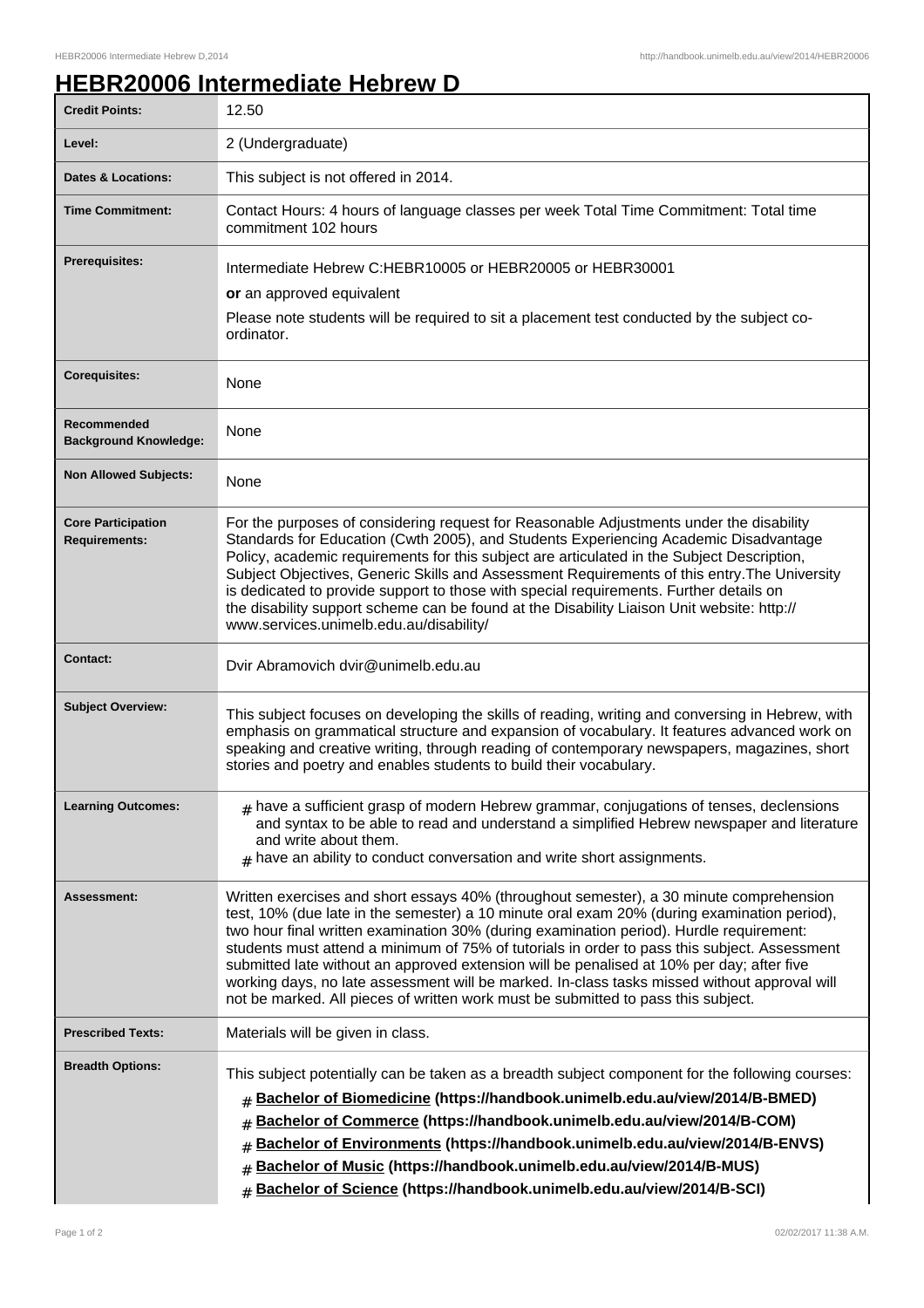# HEBR20006 Intermediate Hebrew D

| | |
|---|---|
| **Credit Points:** | 12.50 |
| **Level:** | 2 (Undergraduate) |
| **Dates & Locations:** | This subject is not offered in 2014. |
| **Time Commitment:** | Contact Hours: 4 hours of language classes per week Total Time Commitment: Total time commitment 102 hours |
| **Prerequisites:** | Intermediate Hebrew C:HEBR10005 or HEBR20005 or HEBR30001<br>**or** an approved equivalent<br>Please note students will be required to sit a placement test conducted by the subject co-ordinator. |
| **Corequisites:** | None |
| **Recommended Background Knowledge:** | None |
| **Non Allowed Subjects:** | None |
| **Core Participation Requirements:** | For the purposes of considering request for Reasonable Adjustments under the disability Standards for Education (Cwth 2005), and Students Experiencing Academic Disadvantage Policy, academic requirements for this subject are articulated in the Subject Description, Subject Objectives, Generic Skills and Assessment Requirements of this entry.The University is dedicated to provide support to those with special requirements. Further details on the disability support scheme can be found at the Disability Liaison Unit website: http://www.services.unimelb.edu.au/disability/ |
| **Contact:** | Dvir Abramovich dvir@unimelb.edu.au |
| **Subject Overview:** | This subject focuses on developing the skills of reading, writing and conversing in Hebrew, with emphasis on grammatical structure and expansion of vocabulary. It features advanced work on speaking and creative writing, through reading of contemporary newspapers, magazines, short stories and poetry and enables students to build their vocabulary. |
| **Learning Outcomes:** | # have a sufficient grasp of modern Hebrew grammar, conjugations of tenses, declensions and syntax to be able to read and understand a simplified Hebrew newspaper and literature and write about them.<br># have an ability to conduct conversation and write short assignments. |
| **Assessment:** | Written exercises and short essays 40% (throughout semester), a 30 minute comprehension test, 10% (due late in the semester) a 10 minute oral exam 20% (during examination period), two hour final written examination 30% (during examination period). Hurdle requirement: students must attend a minimum of 75% of tutorials in order to pass this subject. Assessment submitted late without an approved extension will be penalised at 10% per day; after five working days, no late assessment will be marked. In-class tasks missed without approval will not be marked. All pieces of written work must be submitted to pass this subject. |
| **Prescribed Texts:** | Materials will be given in class. |
| **Breadth Options:** | This subject potentially can be taken as a breadth subject component for the following courses:<br># **Bachelor of Biomedicine (https://handbook.unimelb.edu.au/view/2014/B-BMED)**<br># **Bachelor of Commerce (https://handbook.unimelb.edu.au/view/2014/B-COM)**<br># **Bachelor of Environments (https://handbook.unimelb.edu.au/view/2014/B-ENVS)**<br># **Bachelor of Music (https://handbook.unimelb.edu.au/view/2014/B-MUS)**<br># **Bachelor of Science (https://handbook.unimelb.edu.au/view/2014/B-SCI)** |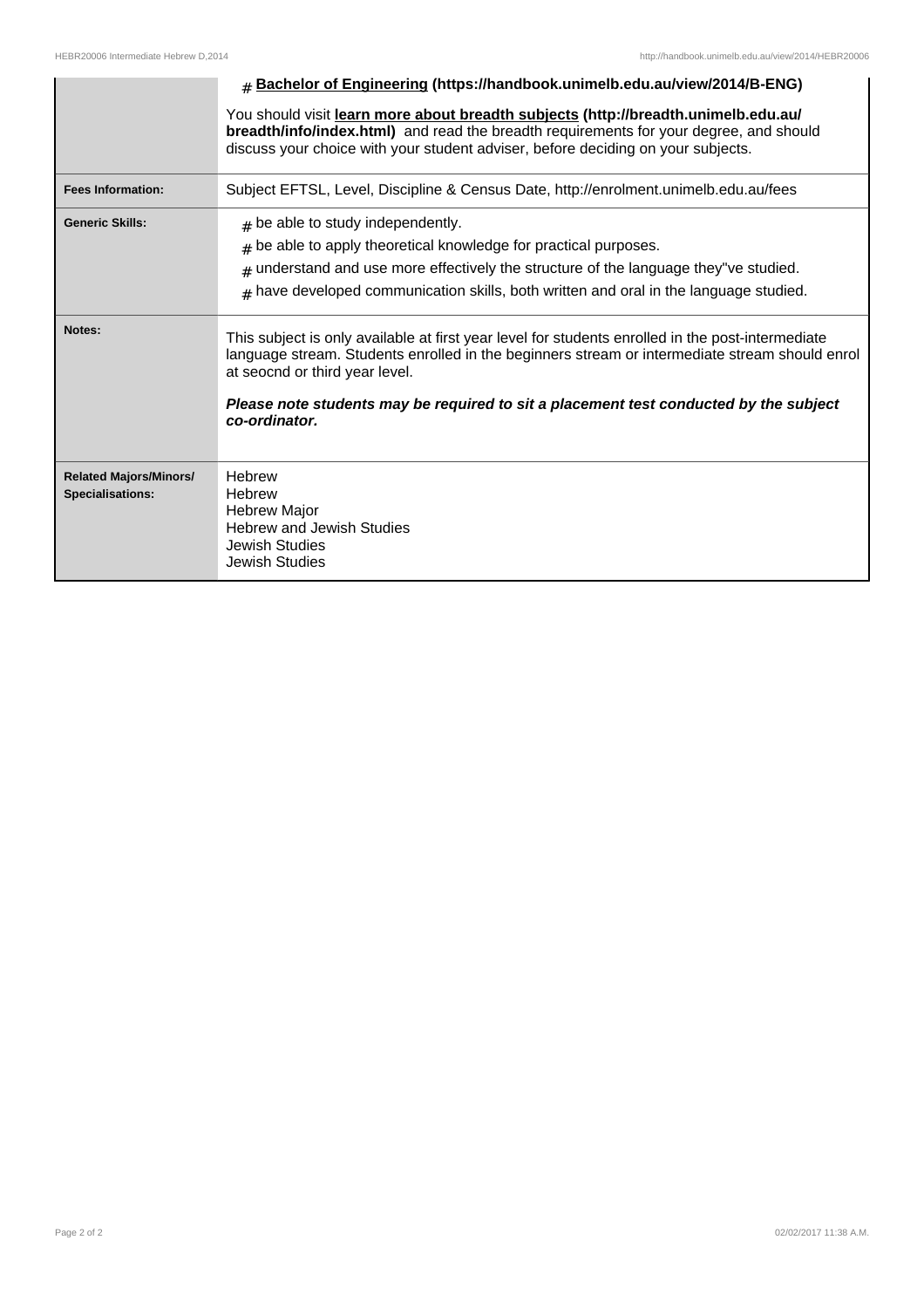| | |
|---|---|
| | # **Bachelor of Engineering (https://handbook.unimelb.edu.au/view/2014/B-ENG)**<br><br>You should visit **learn more about breadth subjects (http://breadth.unimelb.edu.au/breadth/info/index.html)** and read the breadth requirements for your degree, and should discuss your choice with your student adviser, before deciding on your subjects. |
| **Fees Information:** | Subject EFTSL, Level, Discipline & Census Date, http://enrolment.unimelb.edu.au/fees |
| **Generic Skills:** | # be able to study independently.<br># be able to apply theoretical knowledge for practical purposes.<br># understand and use more effectively the structure of the language they"ve studied.<br># have developed communication skills, both written and oral in the language studied. |
| **Notes:** | This subject is only available at first year level for students enrolled in the post-intermediate language stream. Students enrolled in the beginners stream or intermediate stream should enrol at seocnd or third year level.<br><br>***Please note students may be required to sit a placement test conducted by the subject co-ordinator.*** |
| **Related Majors/Minors/ Specialisations:** | Hebrew<br>Hebrew<br>Hebrew Major<br>Hebrew and Jewish Studies<br>Jewish Studies<br>Jewish Studies |